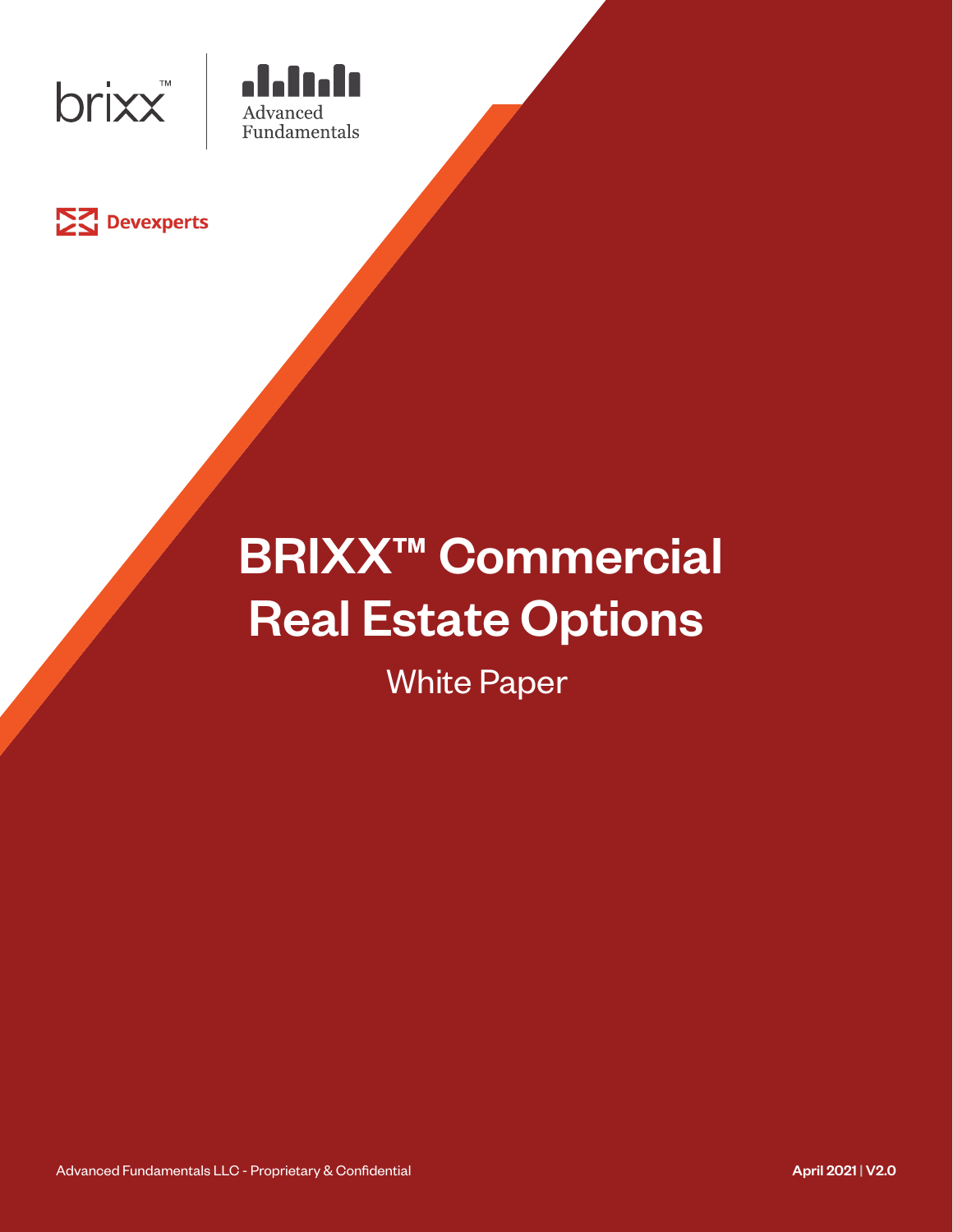brixx™

Advanced Fundamentals

Devexperts

# BRIXX™ Commercial Real Estate Options

## White Paper

Advanced Fundamentals LLC - Proprietary & Confidential

April 2021 | V2.0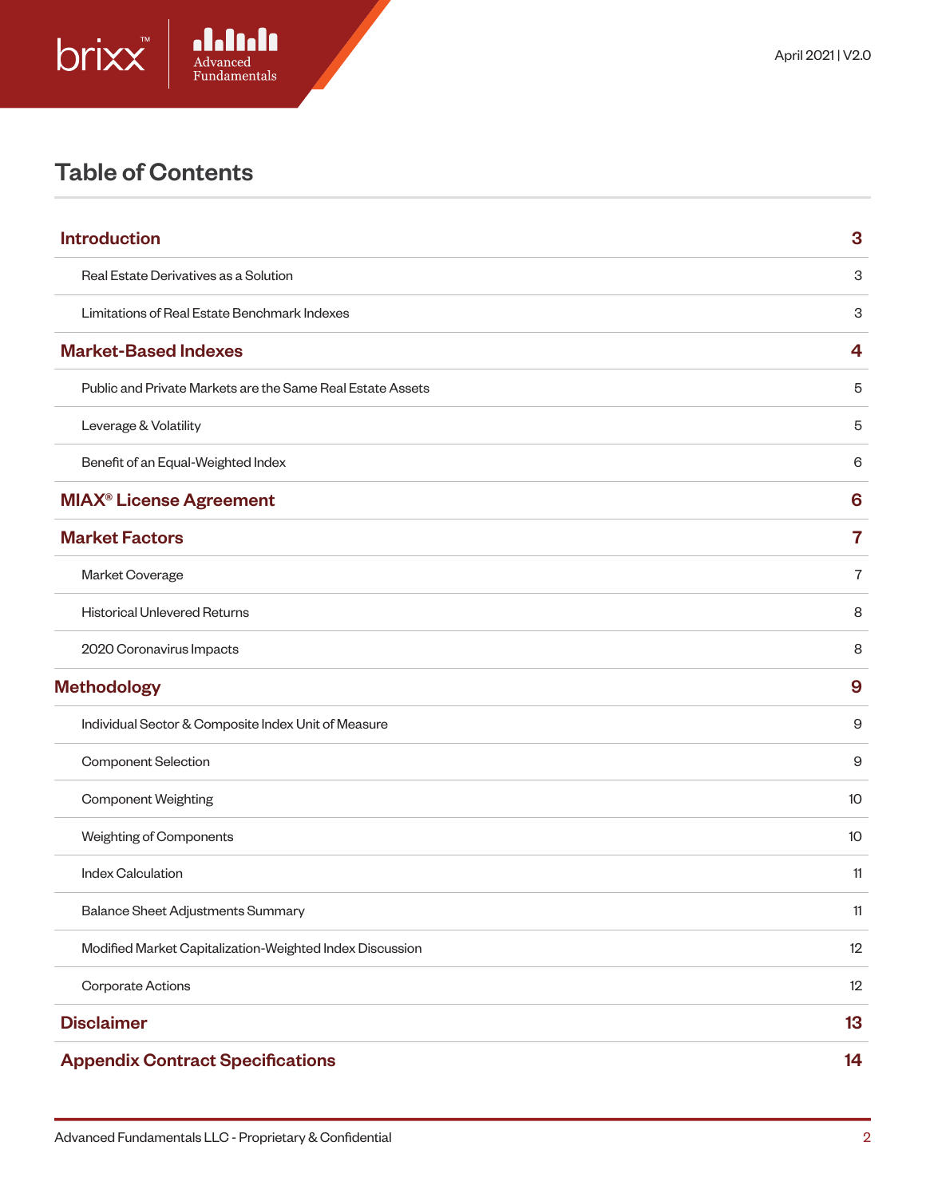# Table of Contents

| | |
|---|---|
| **Introduction** | **3** |
| Real Estate Derivatives as a Solution | 3 |
| Limitations of Real Estate Benchmark Indexes | 3 |
| **Market-Based Indexes** | **4** |
| Public and Private Markets are the Same Real Estate Assets | 5 |
| Leverage & Volatility | 5 |
| Benefit of an Equal-Weighted Index | 6 |
| **MIAX® License Agreement** | **6** |
| **Market Factors** | **7** |
| Market Coverage | 7 |
| Historical Unlevered Returns | 8 |
| 2020 Coronavirus Impacts | 8 |
| **Methodology** | **9** |
| Individual Sector & Composite Index Unit of Measure | 9 |
| Component Selection | 9 |
| Component Weighting | 10 |
| Weighting of Components | 10 |
| Index Calculation | 11 |
| Balance Sheet Adjustments Summary | 11 |
| Modified Market Capitalization-Weighted Index Discussion | 12 |
| Corporate Actions | 12 |
| **Disclaimer** | **13** |
| **Appendix Contract Specifications** | **14** |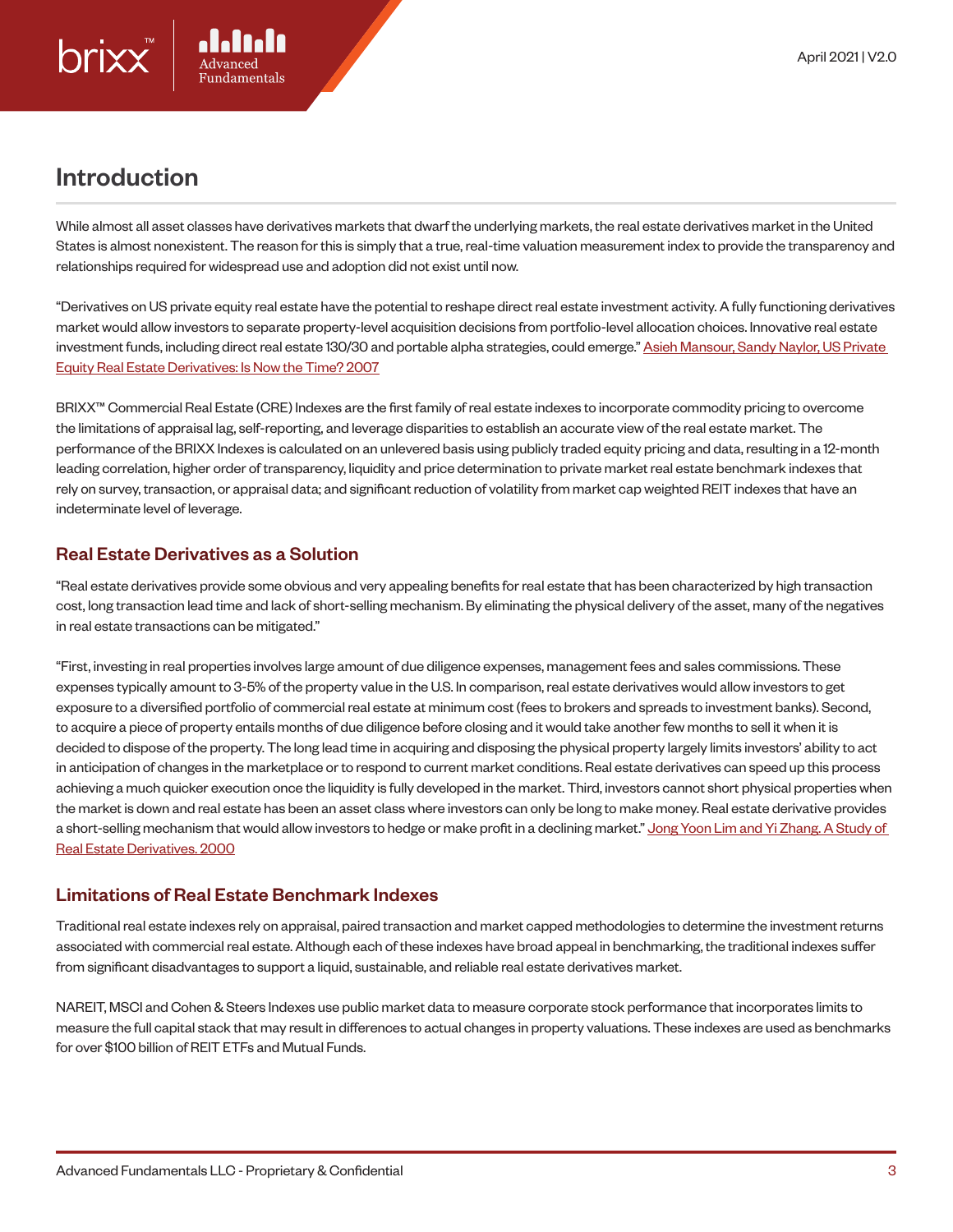## Introduction

While almost all asset classes have derivatives markets that dwarf the underlying markets, the real estate derivatives market in the United States is almost nonexistent. The reason for this is simply that a true, real-time valuation measurement index to provide the transparency and relationships required for widespread use and adoption did not exist until now.

"Derivatives on US private equity real estate have the potential to reshape direct real estate investment activity. A fully functioning derivatives market would allow investors to separate property-level acquisition decisions from portfolio-level allocation choices. Innovative real estate investment funds, including direct real estate 130/30 and portable alpha strategies, could emerge." Asieh Mansour, Sandy Naylor, US Private Equity Real Estate Derivatives: Is Now the Time? 2007

BRIXX™ Commercial Real Estate (CRE) Indexes are the first family of real estate indexes to incorporate commodity pricing to overcome the limitations of appraisal lag, self-reporting, and leverage disparities to establish an accurate view of the real estate market. The performance of the BRIXX Indexes is calculated on an unlevered basis using publicly traded equity pricing and data, resulting in a 12-month leading correlation, higher order of transparency, liquidity and price determination to private market real estate benchmark indexes that rely on survey, transaction, or appraisal data; and significant reduction of volatility from market cap weighted REIT indexes that have an indeterminate level of leverage.

### Real Estate Derivatives as a Solution

"Real estate derivatives provide some obvious and very appealing benefits for real estate that has been characterized by high transaction cost, long transaction lead time and lack of short-selling mechanism. By eliminating the physical delivery of the asset, many of the negatives in real estate transactions can be mitigated."

"First, investing in real properties involves large amount of due diligence expenses, management fees and sales commissions. These expenses typically amount to 3-5% of the property value in the U.S. In comparison, real estate derivatives would allow investors to get exposure to a diversified portfolio of commercial real estate at minimum cost (fees to brokers and spreads to investment banks). Second, to acquire a piece of property entails months of due diligence before closing and it would take another few months to sell it when it is decided to dispose of the property. The long lead time in acquiring and disposing the physical property largely limits investors' ability to act in anticipation of changes in the marketplace or to respond to current market conditions. Real estate derivatives can speed up this process achieving a much quicker execution once the liquidity is fully developed in the market. Third, investors cannot short physical properties when the market is down and real estate has been an asset class where investors can only be long to make money. Real estate derivative provides a short-selling mechanism that would allow investors to hedge or make profit in a declining market." Jong Yoon Lim and Yi Zhang. A Study of Real Estate Derivatives. 2000

### Limitations of Real Estate Benchmark Indexes

Traditional real estate indexes rely on appraisal, paired transaction and market capped methodologies to determine the investment returns associated with commercial real estate. Although each of these indexes have broad appeal in benchmarking, the traditional indexes suffer from significant disadvantages to support a liquid, sustainable, and reliable real estate derivatives market.

NAREIT, MSCI and Cohen & Steers Indexes use public market data to measure corporate stock performance that incorporates limits to measure the full capital stack that may result in differences to actual changes in property valuations. These indexes are used as benchmarks for over $100 billion of REIT ETFs and Mutual Funds.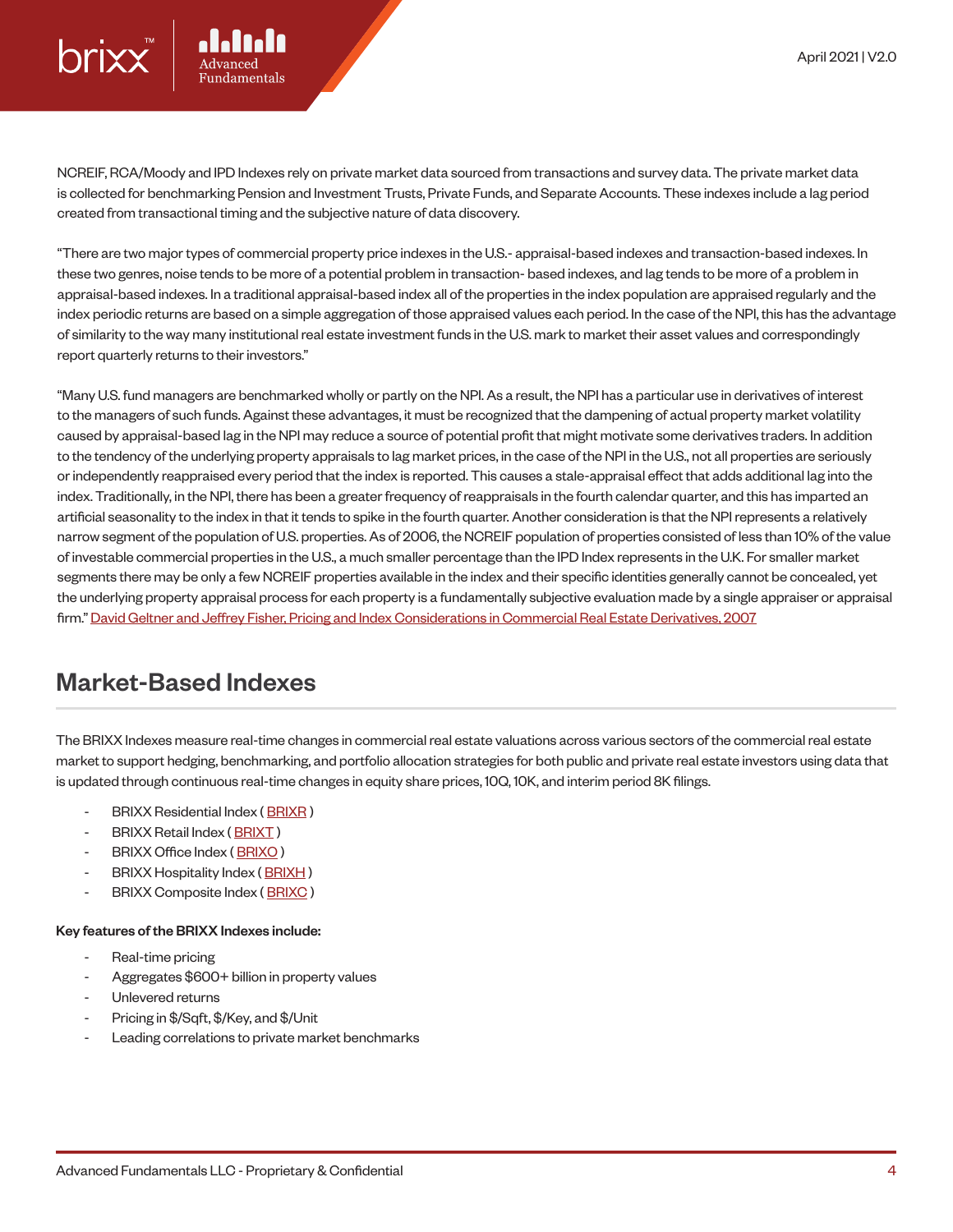NCREIF, RCA/Moody and IPD Indexes rely on private market data sourced from transactions and survey data. The private market data is collected for benchmarking Pension and Investment Trusts, Private Funds, and Separate Accounts. These indexes include a lag period created from transactional timing and the subjective nature of data discovery.

"There are two major types of commercial property price indexes in the U.S.- appraisal-based indexes and transaction-based indexes. In these two genres, noise tends to be more of a potential problem in transaction- based indexes, and lag tends to be more of a problem in appraisal-based indexes. In a traditional appraisal-based index all of the properties in the index population are appraised regularly and the index periodic returns are based on a simple aggregation of those appraised values each period. In the case of the NPI, this has the advantage of similarity to the way many institutional real estate investment funds in the U.S. mark to market their asset values and correspondingly report quarterly returns to their investors."

"Many U.S. fund managers are benchmarked wholly or partly on the NPI. As a result, the NPI has a particular use in derivatives of interest to the managers of such funds. Against these advantages, it must be recognized that the dampening of actual property market volatility caused by appraisal-based lag in the NPI may reduce a source of potential profit that might motivate some derivatives traders. In addition to the tendency of the underlying property appraisals to lag market prices, in the case of the NPI in the U.S., not all properties are seriously or independently reappraised every period that the index is reported. This causes a stale-appraisal effect that adds additional lag into the index. Traditionally, in the NPI, there has been a greater frequency of reappraisals in the fourth calendar quarter, and this has imparted an artificial seasonality to the index in that it tends to spike in the fourth quarter. Another consideration is that the NPI represents a relatively narrow segment of the population of U.S. properties. As of 2006, the NCREIF population of properties consisted of less than 10% of the value of investable commercial properties in the U.S., a much smaller percentage than the IPD Index represents in the U.K. For smaller market segments there may be only a few NCREIF properties available in the index and their specific identities generally cannot be concealed, yet the underlying property appraisal process for each property is a fundamentally subjective evaluation made by a single appraiser or appraisal firm." David Geltner and Jeffrey Fisher, Pricing and Index Considerations in Commercial Real Estate Derivatives, 2007

## Market-Based Indexes

The BRIXX Indexes measure real-time changes in commercial real estate valuations across various sectors of the commercial real estate market to support hedging, benchmarking, and portfolio allocation strategies for both public and private real estate investors using data that is updated through continuous real-time changes in equity share prices, 10Q, 10K, and interim period 8K filings.

- BRIXX Residential Index ( BRIXR )
- BRIXX Retail Index ( BRIXT )
- BRIXX Office Index ( BRIXO )
- BRIXX Hospitality Index ( BRIXH )
- BRIXX Composite Index ( BRIXC )

**Key features of the BRIXX Indexes include:**

- Real-time pricing
- Aggregates $600+ billion in property values
- Unlevered returns
- Pricing in $/Sqft, $/Key, and $/Unit
- Leading correlations to private market benchmarks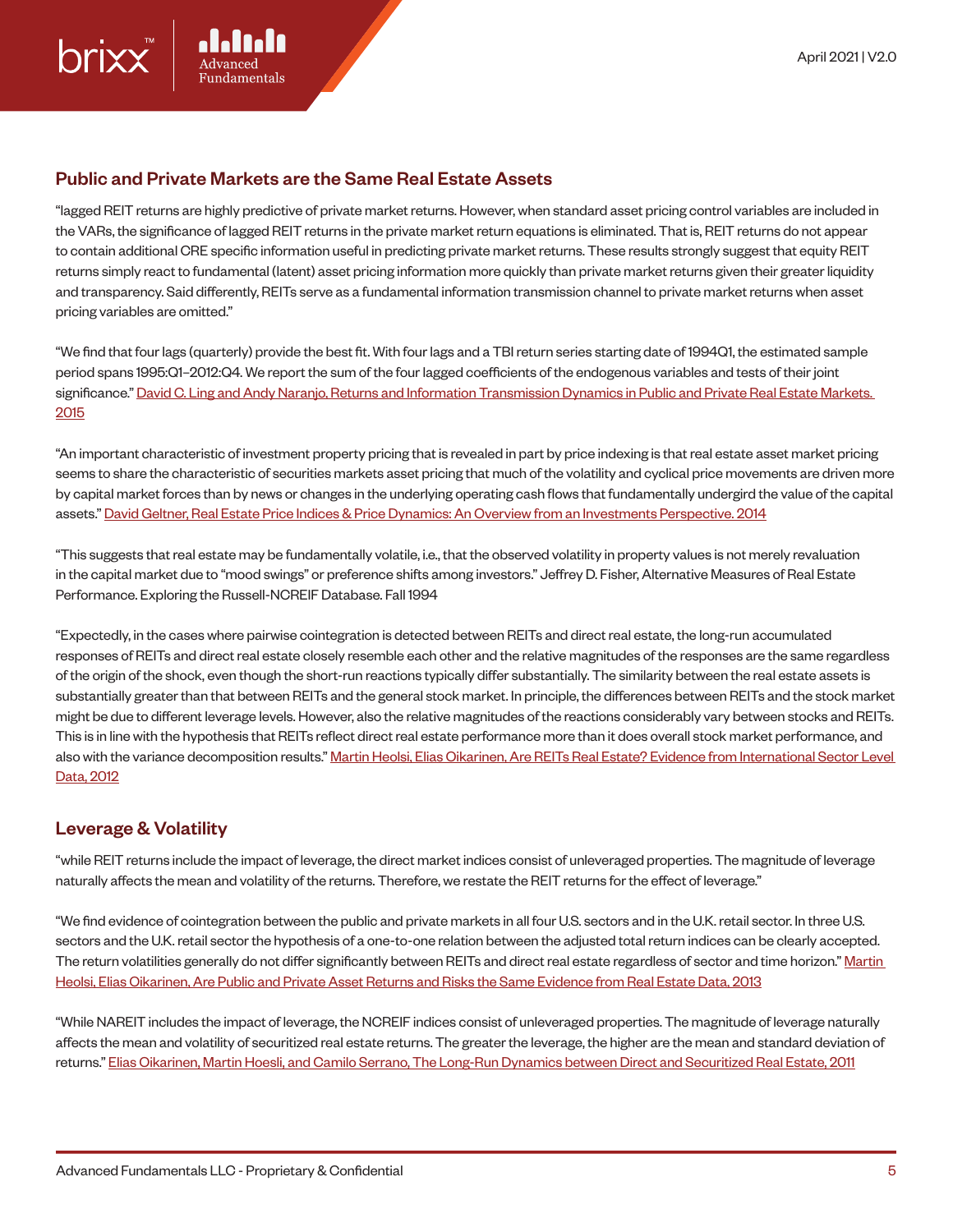## Public and Private Markets are the Same Real Estate Assets

"lagged REIT returns are highly predictive of private market returns. However, when standard asset pricing control variables are included in the VARs, the significance of lagged REIT returns in the private market return equations is eliminated. That is, REIT returns do not appear to contain additional CRE specific information useful in predicting private market returns. These results strongly suggest that equity REIT returns simply react to fundamental (latent) asset pricing information more quickly than private market returns given their greater liquidity and transparency. Said differently, REITs serve as a fundamental information transmission channel to private market returns when asset pricing variables are omitted."

"We find that four lags (quarterly) provide the best fit. With four lags and a TBI return series starting date of 1994Q1, the estimated sample period spans 1995:Q1–2012:Q4. We report the sum of the four lagged coefficients of the endogenous variables and tests of their joint significance." David C. Ling and Andy Naranjo, Returns and Information Transmission Dynamics in Public and Private Real Estate Markets. 2015

"An important characteristic of investment property pricing that is revealed in part by price indexing is that real estate asset market pricing seems to share the characteristic of securities markets asset pricing that much of the volatility and cyclical price movements are driven more by capital market forces than by news or changes in the underlying operating cash flows that fundamentally undergird the value of the capital assets." David Geltner, Real Estate Price Indices & Price Dynamics: An Overview from an Investments Perspective. 2014

"This suggests that real estate may be fundamentally volatile, i.e., that the observed volatility in property values is not merely revaluation in the capital market due to "mood swings" or preference shifts among investors." Jeffrey D. Fisher, Alternative Measures of Real Estate Performance. Exploring the Russell-NCREIF Database. Fall 1994

"Expectedly, in the cases where pairwise cointegration is detected between REITs and direct real estate, the long-run accumulated responses of REITs and direct real estate closely resemble each other and the relative magnitudes of the responses are the same regardless of the origin of the shock, even though the short-run reactions typically differ substantially. The similarity between the real estate assets is substantially greater than that between REITs and the general stock market. In principle, the differences between REITs and the stock market might be due to different leverage levels. However, also the relative magnitudes of the reactions considerably vary between stocks and REITs. This is in line with the hypothesis that REITs reflect direct real estate performance more than it does overall stock market performance, and also with the variance decomposition results." Martin Heolsi, Elias Oikarinen, Are REITs Real Estate? Evidence from International Sector Level Data, 2012

## Leverage & Volatility

"while REIT returns include the impact of leverage, the direct market indices consist of unleveraged properties. The magnitude of leverage naturally affects the mean and volatility of the returns. Therefore, we restate the REIT returns for the effect of leverage."

"We find evidence of cointegration between the public and private markets in all four U.S. sectors and in the U.K. retail sector. In three U.S. sectors and the U.K. retail sector the hypothesis of a one-to-one relation between the adjusted total return indices can be clearly accepted. The return volatilities generally do not differ significantly between REITs and direct real estate regardless of sector and time horizon." Martin Heolsi, Elias Oikarinen, Are Public and Private Asset Returns and Risks the Same Evidence from Real Estate Data, 2013

"While NAREIT includes the impact of leverage, the NCREIF indices consist of unleveraged properties. The magnitude of leverage naturally affects the mean and volatility of securitized real estate returns. The greater the leverage, the higher are the mean and standard deviation of returns." Elias Oikarinen, Martin Hoesli, and Camilo Serrano, The Long-Run Dynamics between Direct and Securitized Real Estate, 2011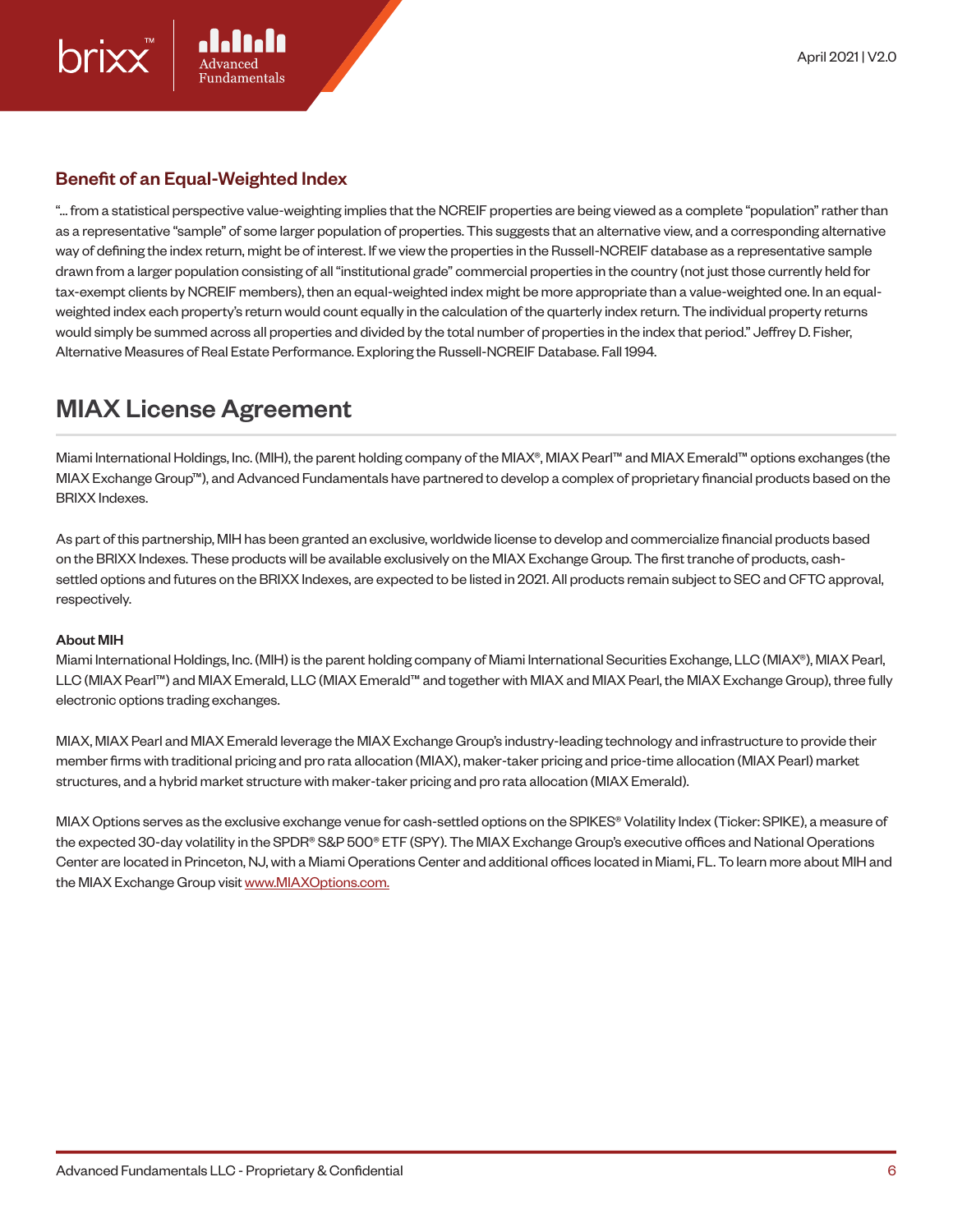### Benefit of an Equal-Weighted Index

"... from a statistical perspective value-weighting implies that the NCREIF properties are being viewed as a complete "population" rather than as a representative "sample" of some larger population of properties. This suggests that an alternative view, and a corresponding alternative way of defining the index return, might be of interest. If we view the properties in the Russell-NCREIF database as a representative sample drawn from a larger population consisting of all "institutional grade" commercial properties in the country (not just those currently held for tax-exempt clients by NCREIF members), then an equal-weighted index might be more appropriate than a value-weighted one. In an equal-weighted index each property's return would count equally in the calculation of the quarterly index return. The individual property returns would simply be summed across all properties and divided by the total number of properties in the index that period." Jeffrey D. Fisher, Alternative Measures of Real Estate Performance. Exploring the Russell-NCREIF Database. Fall 1994.

## MIAX License Agreement

Miami International Holdings, Inc. (MIH), the parent holding company of the MIAX®, MIAX Pearl™ and MIAX Emerald™ options exchanges (the MIAX Exchange Group™), and Advanced Fundamentals have partnered to develop a complex of proprietary financial products based on the BRIXX Indexes.

As part of this partnership, MIH has been granted an exclusive, worldwide license to develop and commercialize financial products based on the BRIXX Indexes. These products will be available exclusively on the MIAX Exchange Group. The first tranche of products, cash-settled options and futures on the BRIXX Indexes, are expected to be listed in 2021. All products remain subject to SEC and CFTC approval, respectively.

**About MIH**

Miami International Holdings, Inc. (MIH) is the parent holding company of Miami International Securities Exchange, LLC (MIAX®), MIAX Pearl, LLC (MIAX Pearl™) and MIAX Emerald, LLC (MIAX Emerald™ and together with MIAX and MIAX Pearl, the MIAX Exchange Group), three fully electronic options trading exchanges.

MIAX, MIAX Pearl and MIAX Emerald leverage the MIAX Exchange Group's industry-leading technology and infrastructure to provide their member firms with traditional pricing and pro rata allocation (MIAX), maker-taker pricing and price-time allocation (MIAX Pearl) market structures, and a hybrid market structure with maker-taker pricing and pro rata allocation (MIAX Emerald).

MIAX Options serves as the exclusive exchange venue for cash-settled options on the SPIKES® Volatility Index (Ticker: SPIKE), a measure of the expected 30-day volatility in the SPDR® S&P 500® ETF (SPY). The MIAX Exchange Group's executive offices and National Operations Center are located in Princeton, NJ, with a Miami Operations Center and additional offices located in Miami, FL. To learn more about MIH and the MIAX Exchange Group visit www.MIAXOptions.com.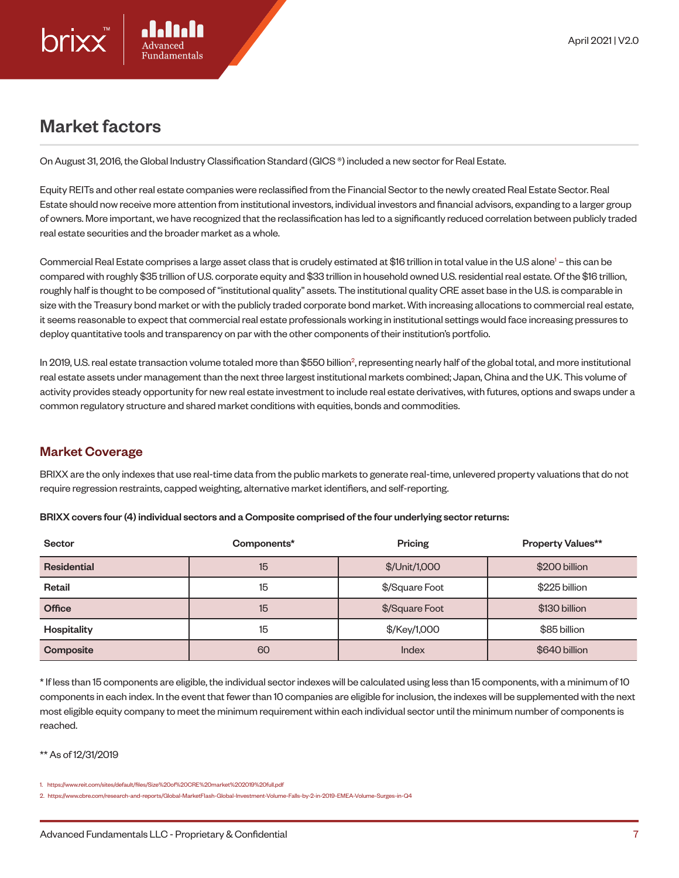# Market factors

On August 31, 2016, the Global Industry Classification Standard (GICS ®) included a new sector for Real Estate.

Equity REITs and other real estate companies were reclassified from the Financial Sector to the newly created Real Estate Sector. Real Estate should now receive more attention from institutional investors, individual investors and financial advisors, expanding to a larger group of owners. More important, we have recognized that the reclassification has led to a significantly reduced correlation between publicly traded real estate securities and the broader market as a whole.

Commercial Real Estate comprises a large asset class that is crudely estimated at $16 trillion in total value in the U.S alone[1] – this can be compared with roughly $35 trillion of U.S. corporate equity and $33 trillion in household owned U.S. residential real estate. Of the $16 trillion, roughly half is thought to be composed of "institutional quality" assets. The institutional quality CRE asset base in the U.S. is comparable in size with the Treasury bond market or with the publicly traded corporate bond market. With increasing allocations to commercial real estate, it seems reasonable to expect that commercial real estate professionals working in institutional settings would face increasing pressures to deploy quantitative tools and transparency on par with the other components of their institution's portfolio.

In 2019, U.S. real estate transaction volume totaled more than $550 billion[2], representing nearly half of the global total, and more institutional real estate assets under management than the next three largest institutional markets combined; Japan, China and the U.K. This volume of activity provides steady opportunity for new real estate investment to include real estate derivatives, with futures, options and swaps under a common regulatory structure and shared market conditions with equities, bonds and commodities.

## Market Coverage

BRIXX are the only indexes that use real-time data from the public markets to generate real-time, unlevered property valuations that do not require regression restraints, capped weighting, alternative market identifiers, and self-reporting.

**BRIXX covers four (4) individual sectors and a Composite comprised of the four underlying sector returns:**

| Sector | Components* | Pricing | Property Values** |
|---|---|---|---|
| **Residential** | 15 | $/Unit/1,000 | $200 billion |
| **Retail** | 15 | $/Square Foot | $225 billion |
| **Office** | 15 | $/Square Foot | $130 billion |
| **Hospitality** | 15 | $/Key/1,000 | $85 billion |
| **Composite** | 60 | Index | $640 billion |

* If less than 15 components are eligible, the individual sector indexes will be calculated using less than 15 components, with a minimum of 10 components in each index. In the event that fewer than 10 companies are eligible for inclusion, the indexes will be supplemented with the next most eligible equity company to meet the minimum requirement within each individual sector until the minimum number of components is reached.

** As of 12/31/2019

1. https://www.reit.com/sites/default/files/Size%20of%20CRE%20market%202019%20full.pdf
2. https://www.cbre.com/research-and-reports/Global-MarketFlash-Global-Investment-Volume-Falls-by-2-in-2019-EMEA-Volume-Surges-in-Q4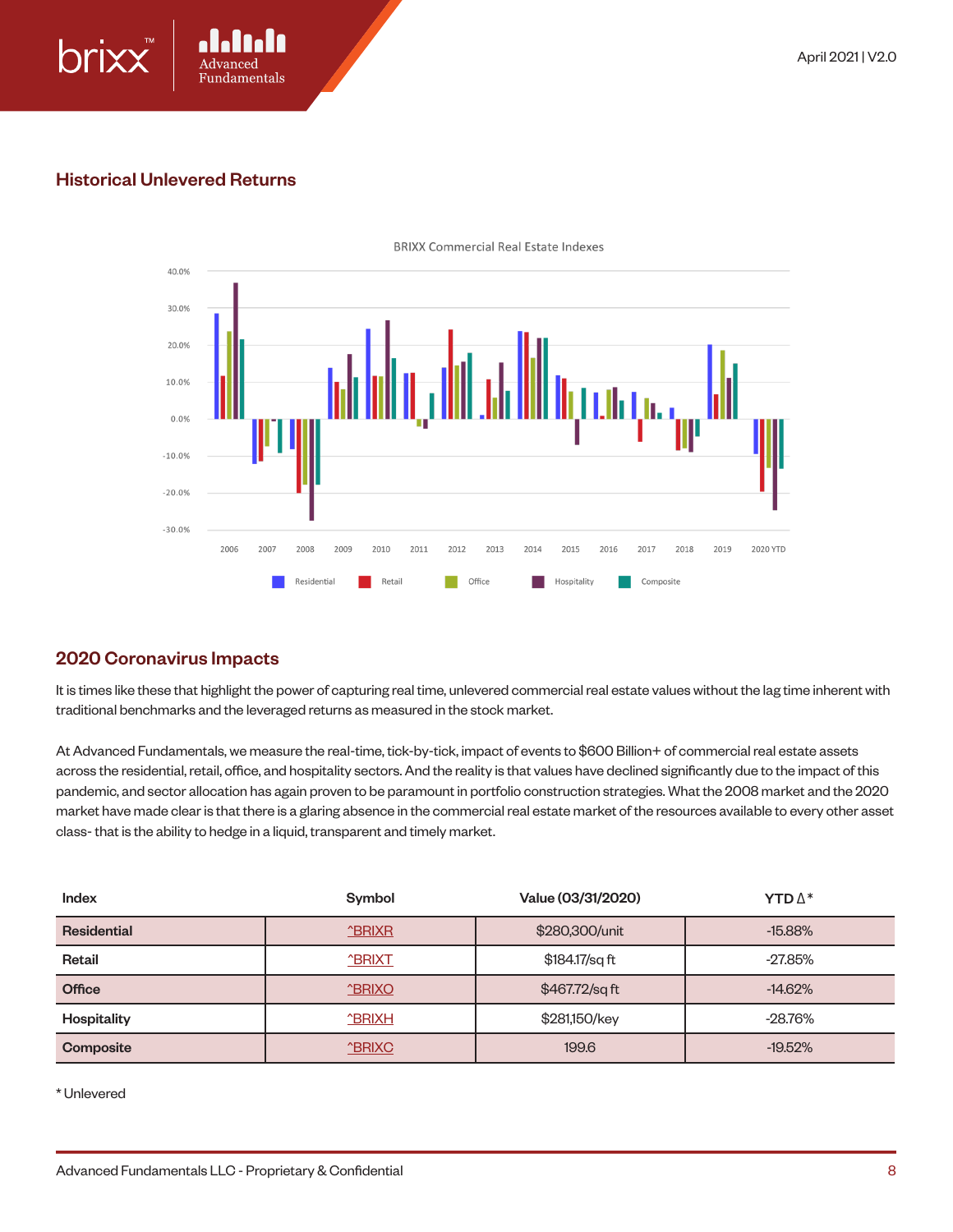## Historical Unlevered Returns

BRIXX Commercial Real Estate Indexes

## 2020 Coronavirus Impacts

It is times like these that highlight the power of capturing real time, unlevered commercial real estate values without the lag time inherent with traditional benchmarks and the leveraged returns as measured in the stock market.

At Advanced Fundamentals, we measure the real-time, tick-by-tick, impact of events to $600 Billion+ of commercial real estate assets across the residential, retail, office, and hospitality sectors. And the reality is that values have declined significantly due to the impact of this pandemic, and sector allocation has again proven to be paramount in portfolio construction strategies. What the 2008 market and the 2020 market have made clear is that there is a glaring absence in the commercial real estate market of the resources available to every other asset class- that is the ability to hedge in a liquid, transparent and timely market.

| Index | Symbol | Value (03/31/2020) | YTD Δ* |
|---|---|---|---|
| **Residential** | ^BRIXR | $280,300/unit | -15.88% |
| **Retail** | ^BRIXT | $184.17/sq ft | -27.85% |
| **Office** | ^BRIXO | $467.72/sq ft | -14.62% |
| **Hospitality** | ^BRIXH | $281,150/key | -28.76% |
| **Composite** | ^BRIXC | 199.6 | -19.52% |

* Unlevered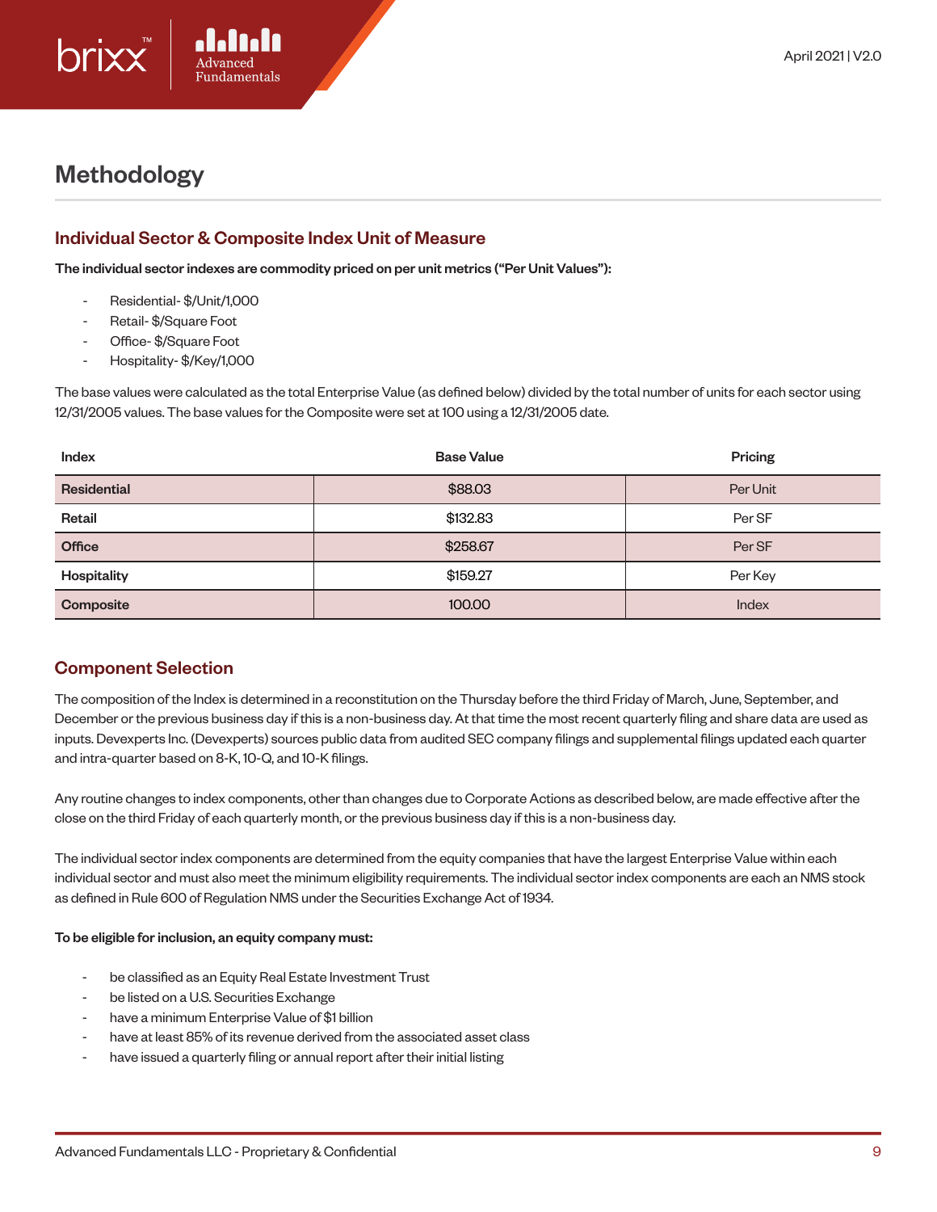# Methodology

## Individual Sector & Composite Index Unit of Measure

**The individual sector indexes are commodity priced on per unit metrics ("Per Unit Values"):**

- Residential- $/Unit/1,000
- Retail- $/Square Foot
- Office- $/Square Foot
- Hospitality- $/Key/1,000

The base values were calculated as the total Enterprise Value (as defined below) divided by the total number of units for each sector using 12/31/2005 values. The base values for the Composite were set at 100 using a 12/31/2005 date.

| Index | Base Value | Pricing |
|---|---|---|
| **Residential** | $88.03 | Per Unit |
| **Retail** | $132.83 | Per SF |
| **Office** | $258.67 | Per SF |
| **Hospitality** | $159.27 | Per Key |
| **Composite** | 100.00 | Index |

## Component Selection

The composition of the Index is determined in a reconstitution on the Thursday before the third Friday of March, June, September, and December or the previous business day if this is a non-business day. At that time the most recent quarterly filing and share data are used as inputs. Devexperts Inc. (Devexperts) sources public data from audited SEC company filings and supplemental filings updated each quarter and intra-quarter based on 8-K, 10-Q, and 10-K filings.

Any routine changes to index components, other than changes due to Corporate Actions as described below, are made effective after the close on the third Friday of each quarterly month, or the previous business day if this is a non-business day.

The individual sector index components are determined from the equity companies that have the largest Enterprise Value within each individual sector and must also meet the minimum eligibility requirements. The individual sector index components are each an NMS stock as defined in Rule 600 of Regulation NMS under the Securities Exchange Act of 1934.

**To be eligible for inclusion, an equity company must:**

- be classified as an Equity Real Estate Investment Trust
- be listed on a U.S. Securities Exchange
- have a minimum Enterprise Value of $1 billion
- have at least 85% of its revenue derived from the associated asset class
- have issued a quarterly filing or annual report after their initial listing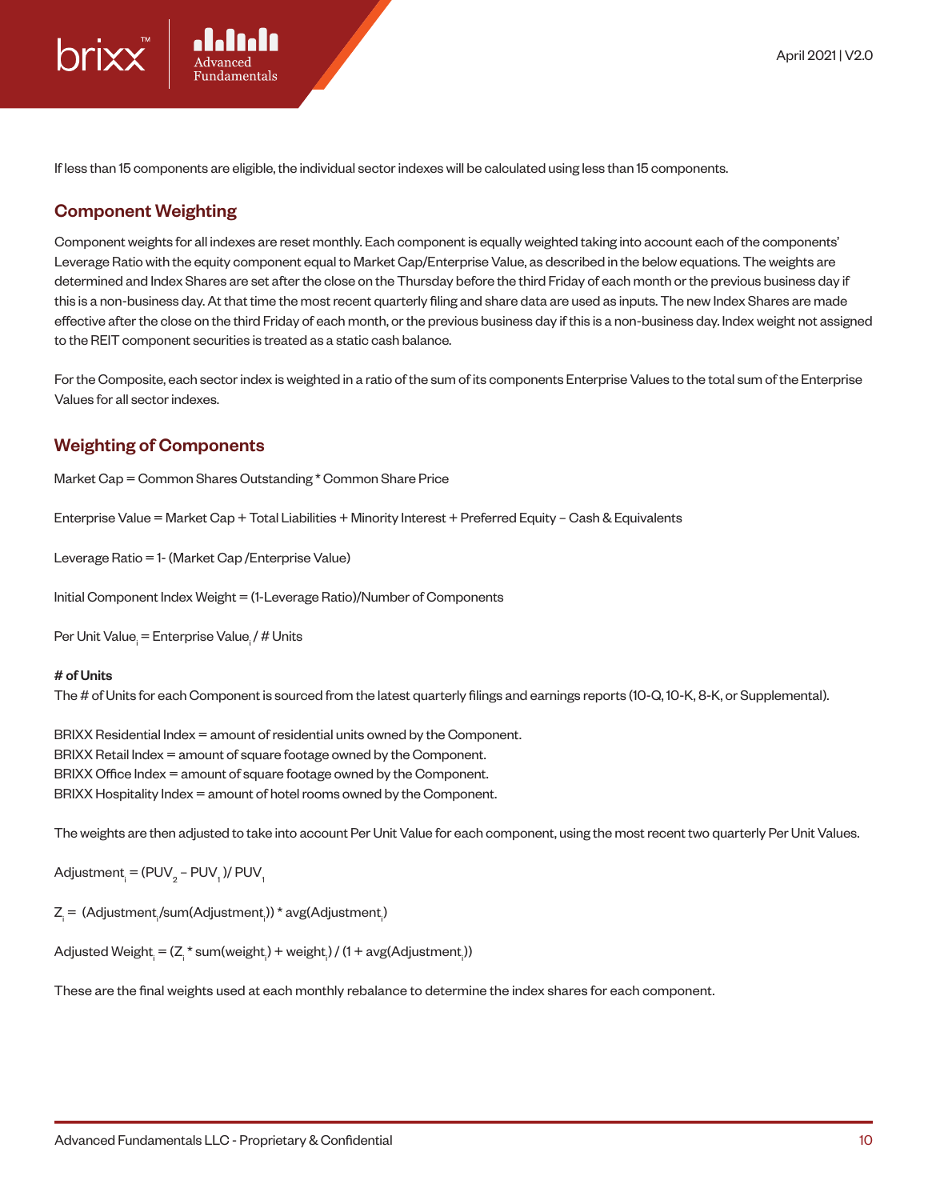If less than 15 components are eligible, the individual sector indexes will be calculated using less than 15 components.

## Component Weighting

Component weights for all indexes are reset monthly. Each component is equally weighted taking into account each of the components' Leverage Ratio with the equity component equal to Market Cap/Enterprise Value, as described in the below equations. The weights are determined and Index Shares are set after the close on the Thursday before the third Friday of each month or the previous business day if this is a non-business day. At that time the most recent quarterly filing and share data are used as inputs. The new Index Shares are made effective after the close on the third Friday of each month, or the previous business day if this is a non-business day. Index weight not assigned to the REIT component securities is treated as a static cash balance.

For the Composite, each sector index is weighted in a ratio of the sum of its components Enterprise Values to the total sum of the Enterprise Values for all sector indexes.

## Weighting of Components

Market Cap = Common Shares Outstanding * Common Share Price

Enterprise Value = Market Cap + Total Liabilities + Minority Interest + Preferred Equity – Cash & Equivalents

Leverage Ratio = 1- (Market Cap /Enterprise Value)

Initial Component Index Weight = (1-Leverage Ratio)/Number of Components

$\text{Per Unit Value}_i = \text{Enterprise Value}_i / \text{\# Units}$

**# of Units**

The # of Units for each Component is sourced from the latest quarterly filings and earnings reports (10-Q, 10-K, 8-K, or Supplemental).

BRIXX Residential Index = amount of residential units owned by the Component.
BRIXX Retail Index = amount of square footage owned by the Component.
BRIXX Office Index = amount of square footage owned by the Component.
BRIXX Hospitality Index = amount of hotel rooms owned by the Component.

The weights are then adjusted to take into account Per Unit Value for each component, using the most recent two quarterly Per Unit Values.

$\text{Adjustment}_i = (PUV_2 - PUV_1)/ PUV_1$

$Z_i = (\text{Adjustment}_i/\text{sum}(\text{Adjustment}_i)) * \text{avg}(\text{Adjustment}_i)$

$\text{Adjusted Weight}_i = (Z_i * \text{sum}(\text{weight}_i) + \text{weight}_i) / (1 + \text{avg}(\text{Adjustment}_i))$

These are the final weights used at each monthly rebalance to determine the index shares for each component.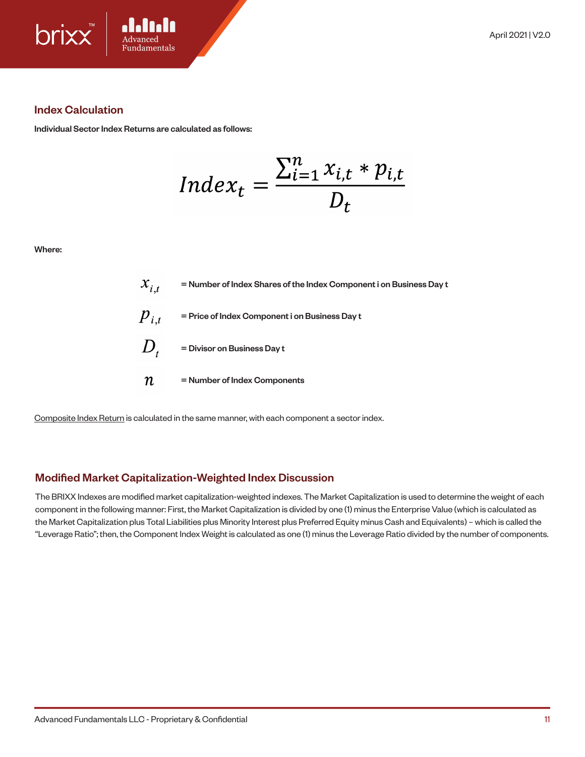## Index Calculation

**Individual Sector Index Returns are calculated as follows:**

$$Index_t = \frac{\sum_{i=1}^{n} x_{i,t} * p_{i,t}}{D_t}$$

**Where:**

| | |
|---|---|
| $x_{i,t}$ | **= Number of Index Shares of the Index Component i on Business Day t** |
| $p_{i,t}$ | **= Price of Index Component i on Business Day t** |
| $D_t$ | **= Divisor on Business Day t** |
| $n$ | **= Number of Index Components** |

Composite Index Return is calculated in the same manner, with each component a sector index.

## Modified Market Capitalization-Weighted Index Discussion

The BRIXX Indexes are modified market capitalization-weighted indexes. The Market Capitalization is used to determine the weight of each component in the following manner: First, the Market Capitalization is divided by one (1) minus the Enterprise Value (which is calculated as the Market Capitalization plus Total Liabilities plus Minority Interest plus Preferred Equity minus Cash and Equivalents) – which is called the "Leverage Ratio"; then, the Component Index Weight is calculated as one (1) minus the Leverage Ratio divided by the number of components.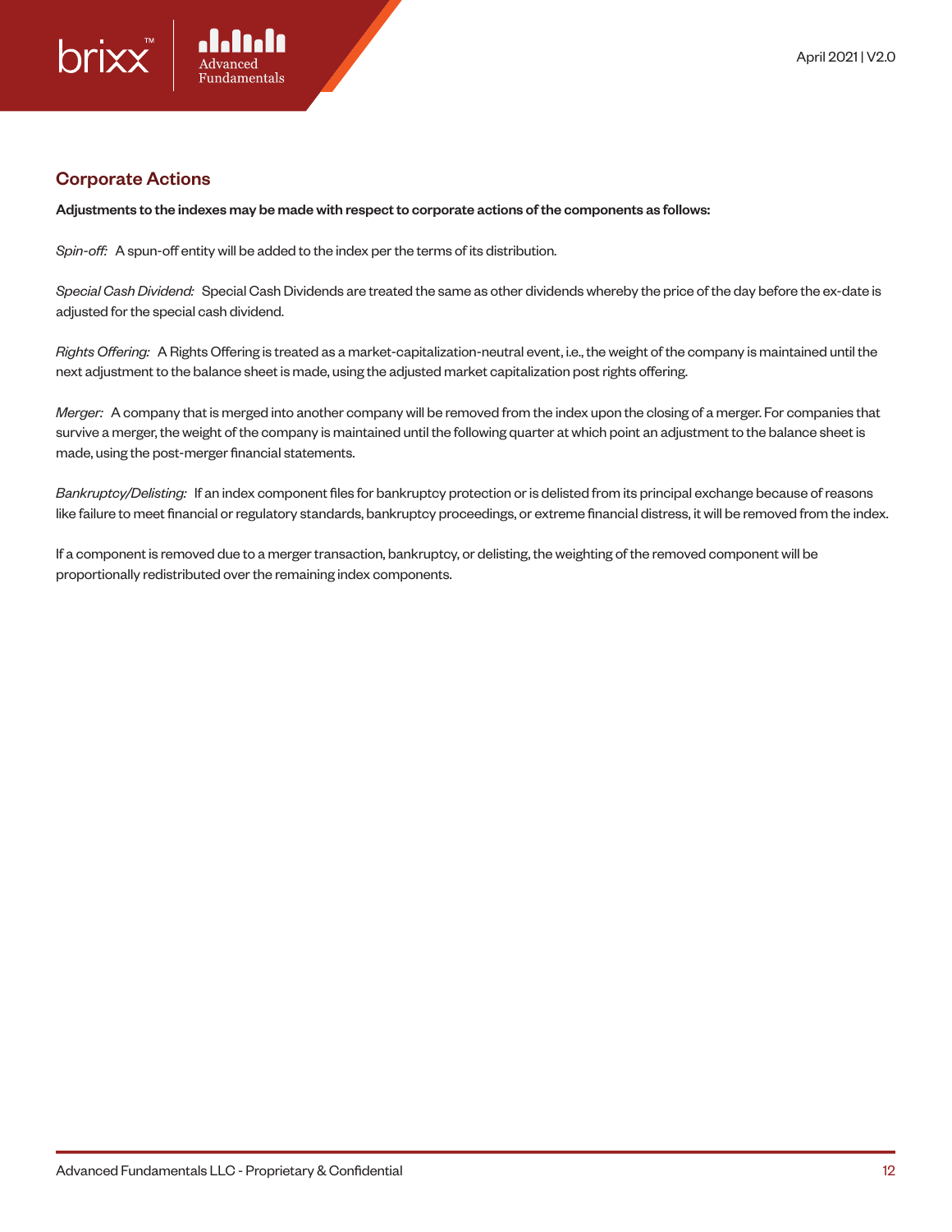## Corporate Actions

**Adjustments to the indexes may be made with respect to corporate actions of the components as follows:**

*Spin-off:* A spun-off entity will be added to the index per the terms of its distribution.

*Special Cash Dividend:* Special Cash Dividends are treated the same as other dividends whereby the price of the day before the ex-date is adjusted for the special cash dividend.

*Rights Offering:* A Rights Offering is treated as a market-capitalization-neutral event, i.e., the weight of the company is maintained until the next adjustment to the balance sheet is made, using the adjusted market capitalization post rights offering.

*Merger:* A company that is merged into another company will be removed from the index upon the closing of a merger. For companies that survive a merger, the weight of the company is maintained until the following quarter at which point an adjustment to the balance sheet is made, using the post-merger financial statements.

*Bankruptcy/Delisting:* If an index component files for bankruptcy protection or is delisted from its principal exchange because of reasons like failure to meet financial or regulatory standards, bankruptcy proceedings, or extreme financial distress, it will be removed from the index.

If a component is removed due to a merger transaction, bankruptcy, or delisting, the weighting of the removed component will be proportionally redistributed over the remaining index components.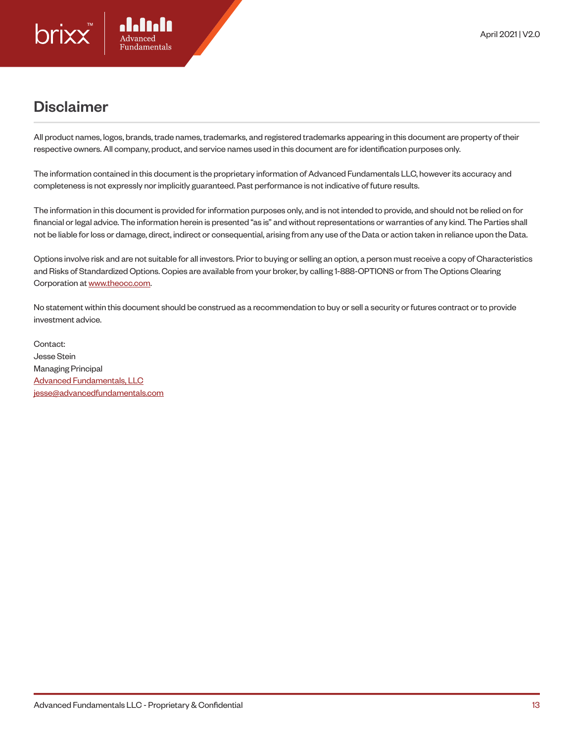# Disclaimer

All product names, logos, brands, trade names, trademarks, and registered trademarks appearing in this document are property of their respective owners. All company, product, and service names used in this document are for identification purposes only.

The information contained in this document is the proprietary information of Advanced Fundamentals LLC, however its accuracy and completeness is not expressly nor implicitly guaranteed. Past performance is not indicative of future results.

The information in this document is provided for information purposes only, and is not intended to provide, and should not be relied on for financial or legal advice. The information herein is presented "as is" and without representations or warranties of any kind. The Parties shall not be liable for loss or damage, direct, indirect or consequential, arising from any use of the Data or action taken in reliance upon the Data.

Options involve risk and are not suitable for all investors. Prior to buying or selling an option, a person must receive a copy of Characteristics and Risks of Standardized Options. Copies are available from your broker, by calling 1-888-OPTIONS or from The Options Clearing Corporation at [www.theocc.com](http://www.theocc.com).

No statement within this document should be construed as a recommendation to buy or sell a security or futures contract or to provide investment advice.

Contact:
Jesse Stein
Managing Principal
[Advanced Fundamentals, LLC](http://www.advancedfundamentals.com)
[jesse@advancedfundamentals.com](mailto:jesse@advancedfundamentals.com)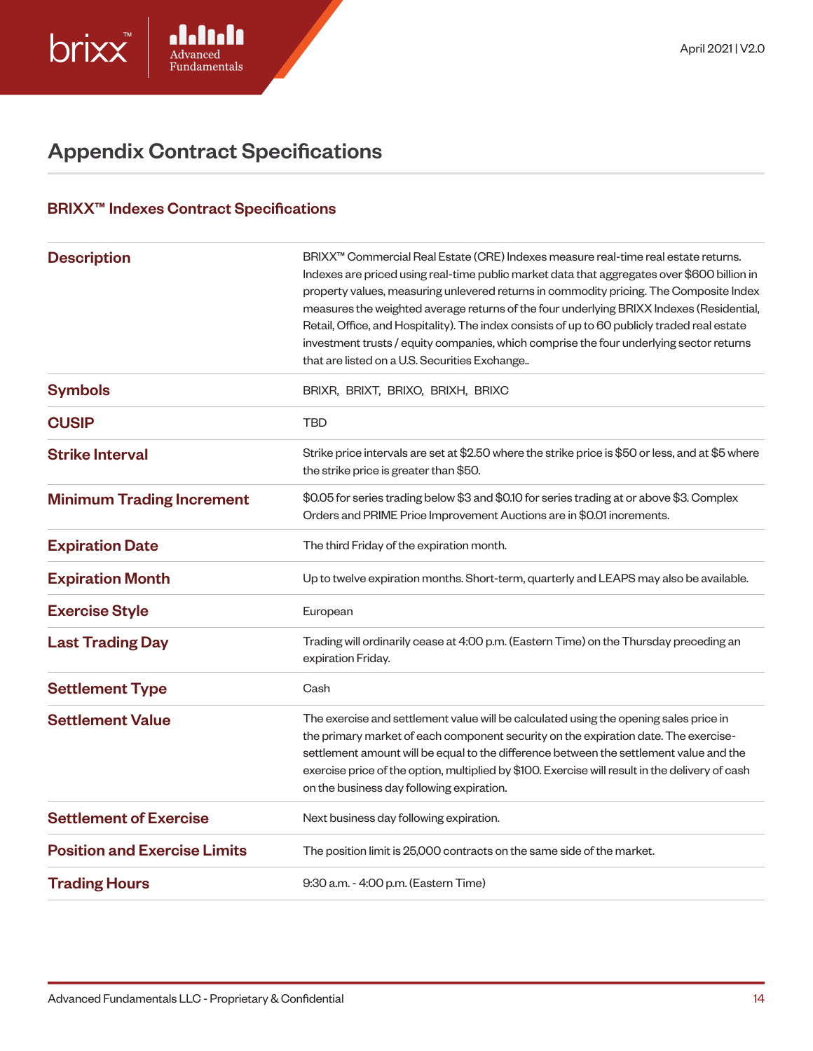# Appendix Contract Specifications

## BRIXX™ Indexes Contract Specifications

| | |
|---|---|
| **Description** | BRIXX™ Commercial Real Estate (CRE) Indexes measure real-time real estate returns. Indexes are priced using real-time public market data that aggregates over $600 billion in property values, measuring unlevered returns in commodity pricing. The Composite Index measures the weighted average returns of the four underlying BRIXX Indexes (Residential, Retail, Office, and Hospitality). The index consists of up to 60 publicly traded real estate investment trusts / equity companies, which comprise the four underlying sector returns that are listed on a U.S. Securities Exchange.. |
| **Symbols** | BRIXR, BRIXT, BRIXO, BRIXH, BRIXC |
| **CUSIP** | TBD |
| **Strike Interval** | Strike price intervals are set at $2.50 where the strike price is $50 or less, and at $5 where the strike price is greater than $50. |
| **Minimum Trading Increment** | $0.05 for series trading below $3 and $0.10 for series trading at or above $3. Complex Orders and PRIME Price Improvement Auctions are in $0.01 increments. |
| **Expiration Date** | The third Friday of the expiration month. |
| **Expiration Month** | Up to twelve expiration months. Short-term, quarterly and LEAPS may also be available. |
| **Exercise Style** | European |
| **Last Trading Day** | Trading will ordinarily cease at 4:00 p.m. (Eastern Time) on the Thursday preceding an expiration Friday. |
| **Settlement Type** | Cash |
| **Settlement Value** | The exercise and settlement value will be calculated using the opening sales price in the primary market of each component security on the expiration date. The exercise-settlement amount will be equal to the difference between the settlement value and the exercise price of the option, multiplied by $100. Exercise will result in the delivery of cash on the business day following expiration. |
| **Settlement of Exercise** | Next business day following expiration. |
| **Position and Exercise Limits** | The position limit is 25,000 contracts on the same side of the market. |
| **Trading Hours** | 9:30 a.m. - 4:00 p.m. (Eastern Time) |